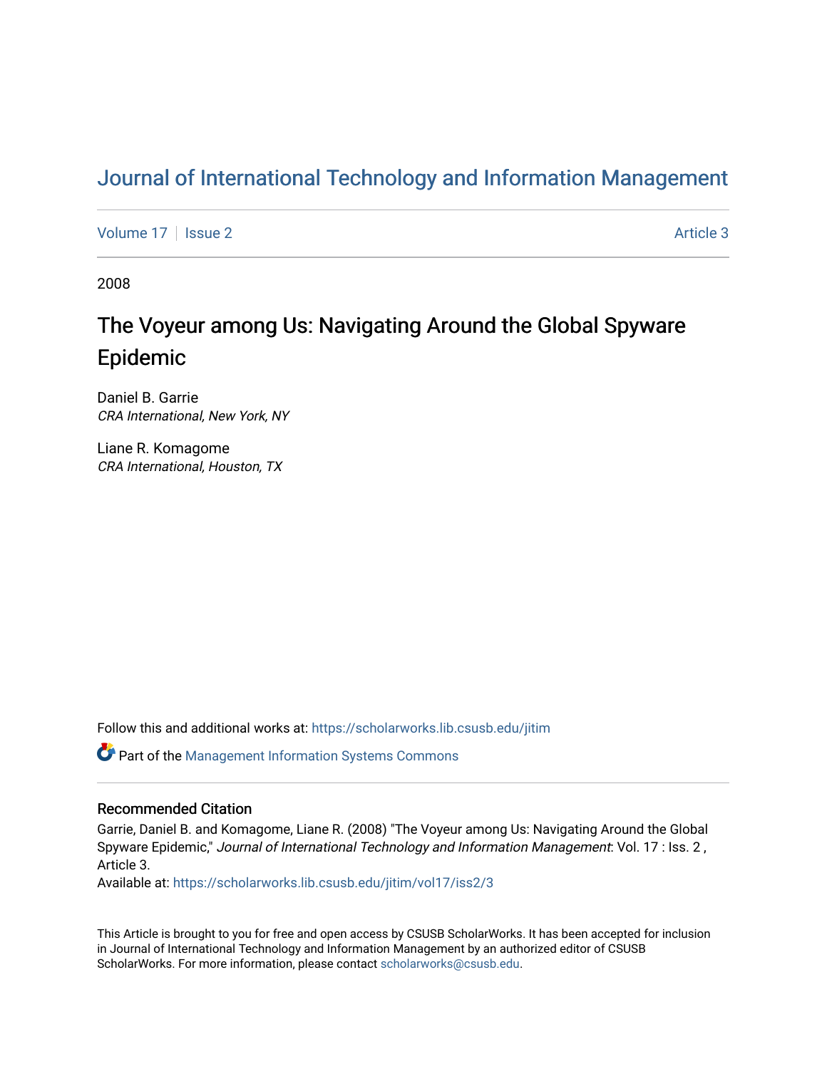# Journal of International Technology and Information Management

Volume 17 | Issue 2 | Article 3

2008

## The Voyeur among Us: Navigating Around the Global Spyware Epidemic

Daniel B. Garrie
*CRA International, New York, NY*

Liane R. Komagome
*CRA International, Houston, TX*

Follow this and additional works at: https://scholarworks.lib.csusb.edu/jitim

Part of the Management Information Systems Commons

### Recommended Citation

Garrie, Daniel B. and Komagome, Liane R. (2008) "The Voyeur among Us: Navigating Around the Global Spyware Epidemic," *Journal of International Technology and Information Management*: Vol. 17 : Iss. 2 , Article 3.
Available at: https://scholarworks.lib.csusb.edu/jitim/vol17/iss2/3

This Article is brought to you for free and open access by CSUSB ScholarWorks. It has been accepted for inclusion in Journal of International Technology and Information Management by an authorized editor of CSUSB ScholarWorks. For more information, please contact scholarworks@csusb.edu.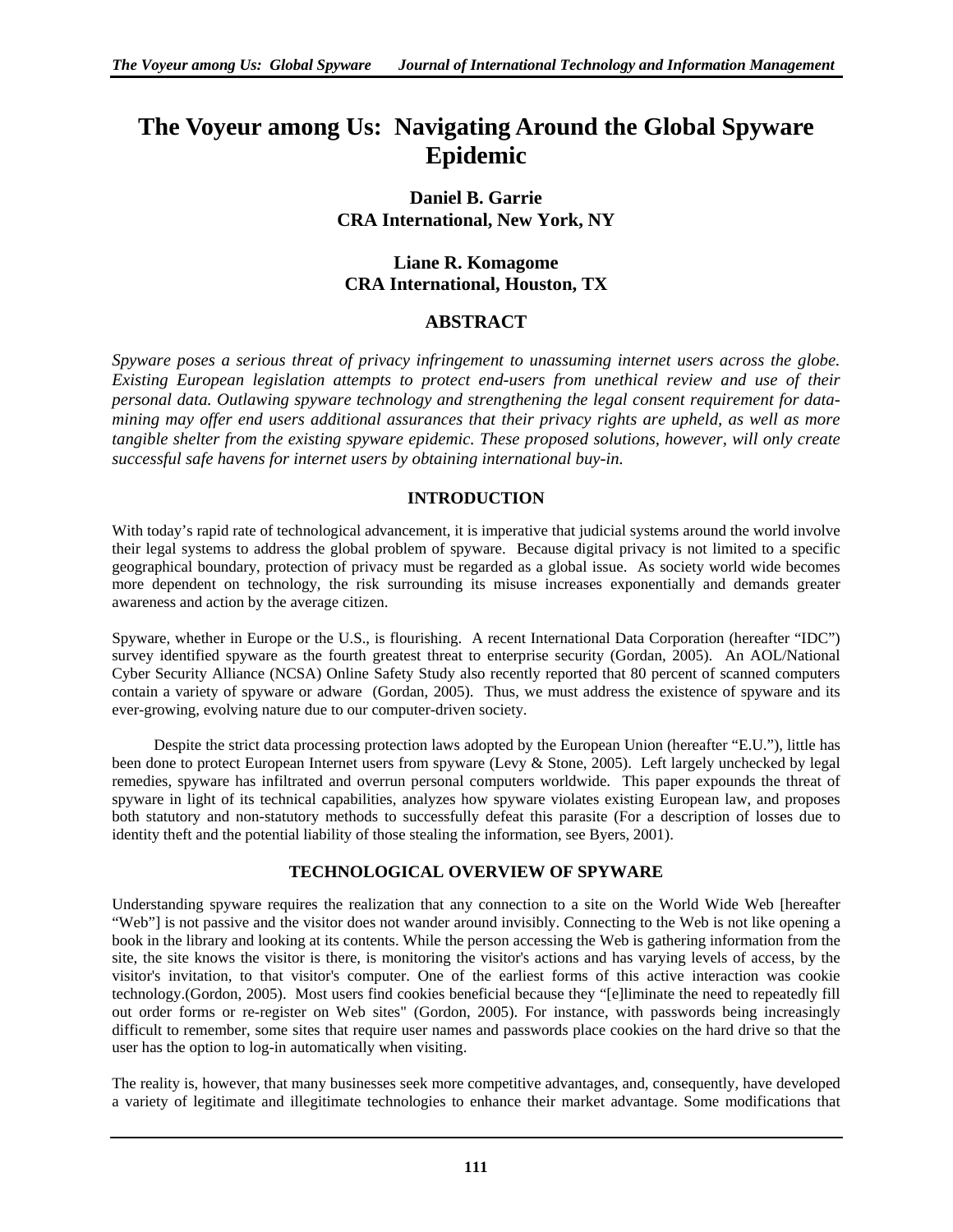# The Voyeur among Us: Navigating Around the Global Spyware Epidemic

**Daniel B. Garrie**
**CRA International, New York, NY**

**Liane R. Komagome**
**CRA International, Houston, TX**

## ABSTRACT

*Spyware poses a serious threat of privacy infringement to unassuming internet users across the globe. Existing European legislation attempts to protect end-users from unethical review and use of their personal data. Outlawing spyware technology and strengthening the legal consent requirement for data-mining may offer end users additional assurances that their privacy rights are upheld, as well as more tangible shelter from the existing spyware epidemic. These proposed solutions, however, will only create successful safe havens for internet users by obtaining international buy-in.*

## INTRODUCTION

With today's rapid rate of technological advancement, it is imperative that judicial systems around the world involve their legal systems to address the global problem of spyware. Because digital privacy is not limited to a specific geographical boundary, protection of privacy must be regarded as a global issue. As society world wide becomes more dependent on technology, the risk surrounding its misuse increases exponentially and demands greater awareness and action by the average citizen.

Spyware, whether in Europe or the U.S., is flourishing. A recent International Data Corporation (hereafter "IDC") survey identified spyware as the fourth greatest threat to enterprise security (Gordan, 2005). An AOL/National Cyber Security Alliance (NCSA) Online Safety Study also recently reported that 80 percent of scanned computers contain a variety of spyware or adware (Gordan, 2005). Thus, we must address the existence of spyware and its ever-growing, evolving nature due to our computer-driven society.

Despite the strict data processing protection laws adopted by the European Union (hereafter "E.U."), little has been done to protect European Internet users from spyware (Levy & Stone, 2005). Left largely unchecked by legal remedies, spyware has infiltrated and overrun personal computers worldwide. This paper expounds the threat of spyware in light of its technical capabilities, analyzes how spyware violates existing European law, and proposes both statutory and non-statutory methods to successfully defeat this parasite (For a description of losses due to identity theft and the potential liability of those stealing the information, see Byers, 2001).

## TECHNOLOGICAL OVERVIEW OF SPYWARE

Understanding spyware requires the realization that any connection to a site on the World Wide Web [hereafter "Web"] is not passive and the visitor does not wander around invisibly. Connecting to the Web is not like opening a book in the library and looking at its contents. While the person accessing the Web is gathering information from the site, the site knows the visitor is there, is monitoring the visitor's actions and has varying levels of access, by the visitor's invitation, to that visitor's computer. One of the earliest forms of this active interaction was cookie technology.(Gordon, 2005). Most users find cookies beneficial because they "[e]liminate the need to repeatedly fill out order forms or re-register on Web sites" (Gordon, 2005). For instance, with passwords being increasingly difficult to remember, some sites that require user names and passwords place cookies on the hard drive so that the user has the option to log-in automatically when visiting.

The reality is, however, that many businesses seek more competitive advantages, and, consequently, have developed a variety of legitimate and illegitimate technologies to enhance their market advantage. Some modifications that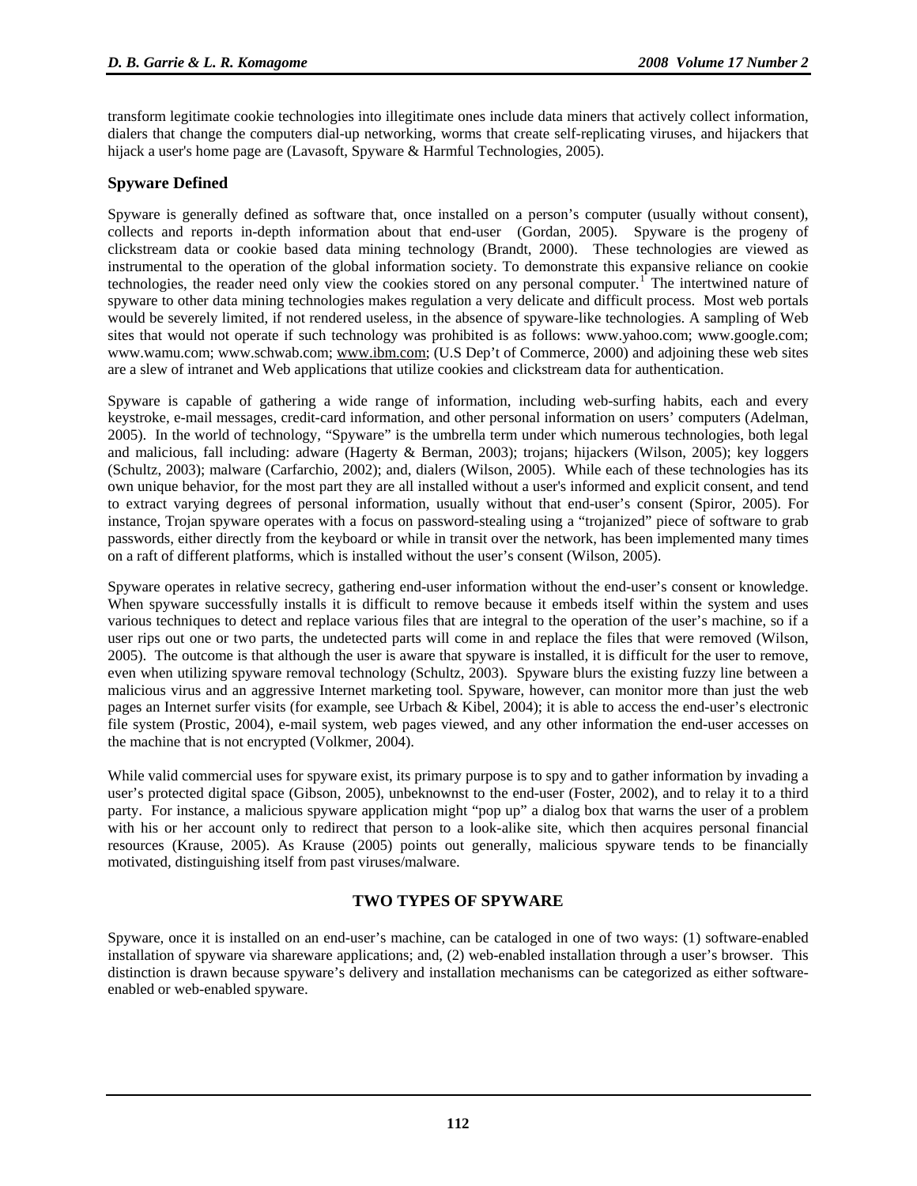transform legitimate cookie technologies into illegitimate ones include data miners that actively collect information, dialers that change the computers dial-up networking, worms that create self-replicating viruses, and hijackers that hijack a user's home page are (Lavasoft, Spyware & Harmful Technologies, 2005).

### Spyware Defined

Spyware is generally defined as software that, once installed on a person's computer (usually without consent), collects and reports in-depth information about that end-user (Gordan, 2005). Spyware is the progeny of clickstream data or cookie based data mining technology (Brandt, 2000). These technologies are viewed as instrumental to the operation of the global information society. To demonstrate this expansive reliance on cookie technologies, the reader need only view the cookies stored on any personal computer.[1] The intertwined nature of spyware to other data mining technologies makes regulation a very delicate and difficult process. Most web portals would be severely limited, if not rendered useless, in the absence of spyware-like technologies. A sampling of Web sites that would not operate if such technology was prohibited is as follows: www.yahoo.com; www.google.com; www.wamu.com; www.schwab.com; www.ibm.com; (U.S Dep't of Commerce, 2000) and adjoining these web sites are a slew of intranet and Web applications that utilize cookies and clickstream data for authentication.

Spyware is capable of gathering a wide range of information, including web-surfing habits, each and every keystroke, e-mail messages, credit-card information, and other personal information on users' computers (Adelman, 2005). In the world of technology, "Spyware" is the umbrella term under which numerous technologies, both legal and malicious, fall including: adware (Hagerty & Berman, 2003); trojans; hijackers (Wilson, 2005); key loggers (Schultz, 2003); malware (Carfarchio, 2002); and, dialers (Wilson, 2005). While each of these technologies has its own unique behavior, for the most part they are all installed without a user's informed and explicit consent, and tend to extract varying degrees of personal information, usually without that end-user's consent (Spiror, 2005). For instance, Trojan spyware operates with a focus on password-stealing using a "trojanized" piece of software to grab passwords, either directly from the keyboard or while in transit over the network, has been implemented many times on a raft of different platforms, which is installed without the user's consent (Wilson, 2005).

Spyware operates in relative secrecy, gathering end-user information without the end-user's consent or knowledge. When spyware successfully installs it is difficult to remove because it embeds itself within the system and uses various techniques to detect and replace various files that are integral to the operation of the user's machine, so if a user rips out one or two parts, the undetected parts will come in and replace the files that were removed (Wilson, 2005). The outcome is that although the user is aware that spyware is installed, it is difficult for the user to remove, even when utilizing spyware removal technology (Schultz, 2003). Spyware blurs the existing fuzzy line between a malicious virus and an aggressive Internet marketing tool. Spyware, however, can monitor more than just the web pages an Internet surfer visits (for example, see Urbach & Kibel, 2004); it is able to access the end-user's electronic file system (Prostic, 2004), e-mail system, web pages viewed, and any other information the end-user accesses on the machine that is not encrypted (Volkmer, 2004).

While valid commercial uses for spyware exist, its primary purpose is to spy and to gather information by invading a user's protected digital space (Gibson, 2005), unbeknownst to the end-user (Foster, 2002), and to relay it to a third party. For instance, a malicious spyware application might "pop up" a dialog box that warns the user of a problem with his or her account only to redirect that person to a look-alike site, which then acquires personal financial resources (Krause, 2005). As Krause (2005) points out generally, malicious spyware tends to be financially motivated, distinguishing itself from past viruses/malware.

## TWO TYPES OF SPYWARE

Spyware, once it is installed on an end-user's machine, can be cataloged in one of two ways: (1) software-enabled installation of spyware via shareware applications; and, (2) web-enabled installation through a user's browser. This distinction is drawn because spyware's delivery and installation mechanisms can be categorized as either software-enabled or web-enabled spyware.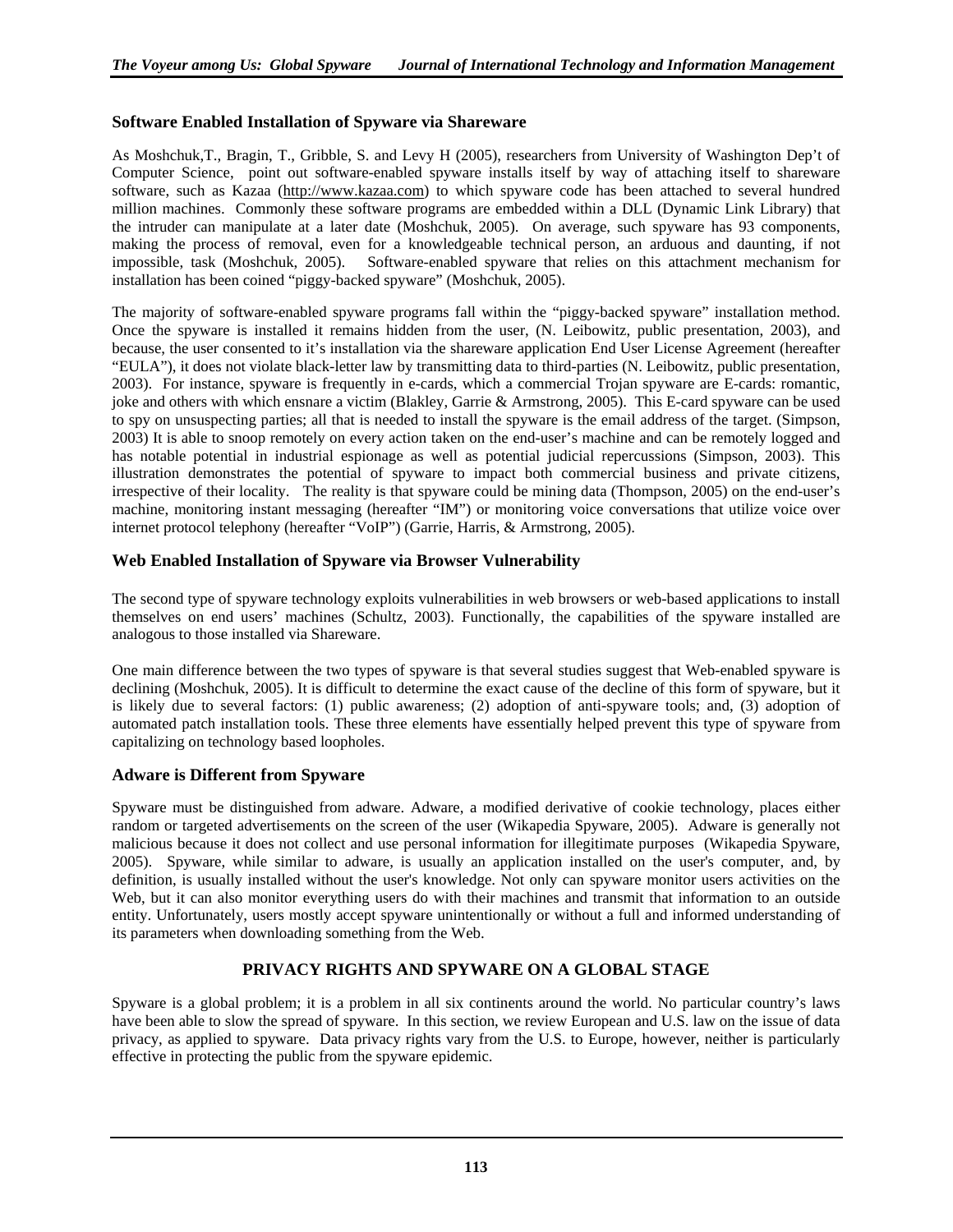### Software Enabled Installation of Spyware via Shareware

As Moshchuk,T., Bragin, T., Gribble, S. and Levy H (2005), researchers from University of Washington Dep't of Computer Science, point out software-enabled spyware installs itself by way of attaching itself to shareware software, such as Kazaa (http://www.kazaa.com) to which spyware code has been attached to several hundred million machines. Commonly these software programs are embedded within a DLL (Dynamic Link Library) that the intruder can manipulate at a later date (Moshchuk, 2005). On average, such spyware has 93 components, making the process of removal, even for a knowledgeable technical person, an arduous and daunting, if not impossible, task (Moshchuk, 2005). Software-enabled spyware that relies on this attachment mechanism for installation has been coined "piggy-backed spyware" (Moshchuk, 2005).

The majority of software-enabled spyware programs fall within the "piggy-backed spyware" installation method. Once the spyware is installed it remains hidden from the user, (N. Leibowitz, public presentation, 2003), and because, the user consented to it's installation via the shareware application End User License Agreement (hereafter "EULA"), it does not violate black-letter law by transmitting data to third-parties (N. Leibowitz, public presentation, 2003). For instance, spyware is frequently in e-cards, which a commercial Trojan spyware are E-cards: romantic, joke and others with which ensnare a victim (Blakley, Garrie & Armstrong, 2005). This E-card spyware can be used to spy on unsuspecting parties; all that is needed to install the spyware is the email address of the target. (Simpson, 2003) It is able to snoop remotely on every action taken on the end-user's machine and can be remotely logged and has notable potential in industrial espionage as well as potential judicial repercussions (Simpson, 2003). This illustration demonstrates the potential of spyware to impact both commercial business and private citizens, irrespective of their locality. The reality is that spyware could be mining data (Thompson, 2005) on the end-user's machine, monitoring instant messaging (hereafter "IM") or monitoring voice conversations that utilize voice over internet protocol telephony (hereafter "VoIP") (Garrie, Harris, & Armstrong, 2005).

### Web Enabled Installation of Spyware via Browser Vulnerability

The second type of spyware technology exploits vulnerabilities in web browsers or web-based applications to install themselves on end users' machines (Schultz, 2003). Functionally, the capabilities of the spyware installed are analogous to those installed via Shareware.

One main difference between the two types of spyware is that several studies suggest that Web-enabled spyware is declining (Moshchuk, 2005). It is difficult to determine the exact cause of the decline of this form of spyware, but it is likely due to several factors: (1) public awareness; (2) adoption of anti-spyware tools; and, (3) adoption of automated patch installation tools. These three elements have essentially helped prevent this type of spyware from capitalizing on technology based loopholes.

### Adware is Different from Spyware

Spyware must be distinguished from adware. Adware, a modified derivative of cookie technology, places either random or targeted advertisements on the screen of the user (Wikapedia Spyware, 2005). Adware is generally not malicious because it does not collect and use personal information for illegitimate purposes (Wikapedia Spyware, 2005). Spyware, while similar to adware, is usually an application installed on the user's computer, and, by definition, is usually installed without the user's knowledge. Not only can spyware monitor users activities on the Web, but it can also monitor everything users do with their machines and transmit that information to an outside entity. Unfortunately, users mostly accept spyware unintentionally or without a full and informed understanding of its parameters when downloading something from the Web.

## PRIVACY RIGHTS AND SPYWARE ON A GLOBAL STAGE

Spyware is a global problem; it is a problem in all six continents around the world. No particular country's laws have been able to slow the spread of spyware. In this section, we review European and U.S. law on the issue of data privacy, as applied to spyware. Data privacy rights vary from the U.S. to Europe, however, neither is particularly effective in protecting the public from the spyware epidemic.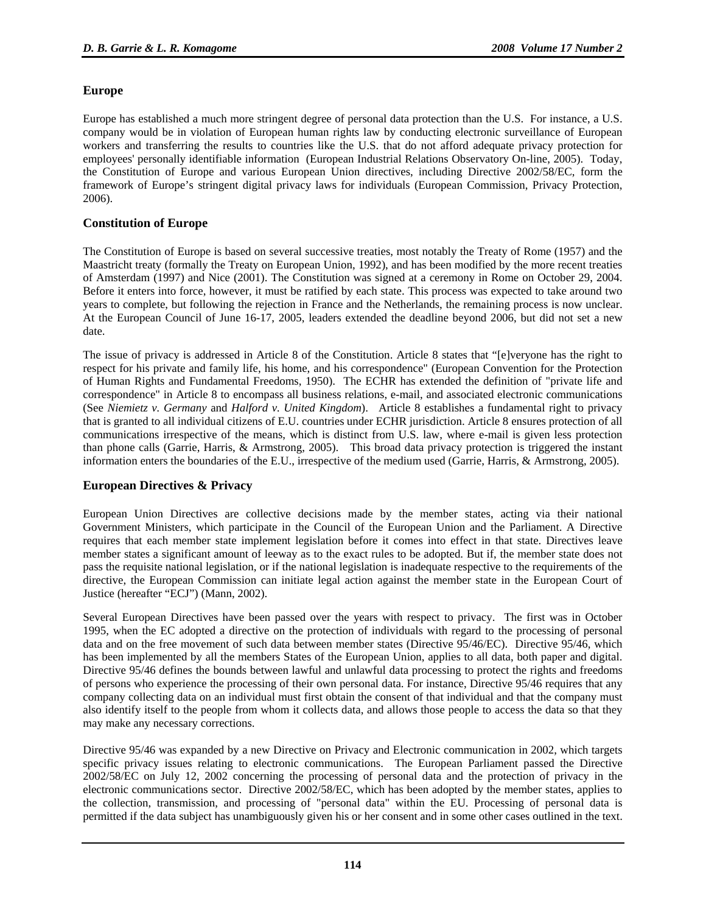## Europe

Europe has established a much more stringent degree of personal data protection than the U.S. For instance, a U.S. company would be in violation of European human rights law by conducting electronic surveillance of European workers and transferring the results to countries like the U.S. that do not afford adequate privacy protection for employees' personally identifiable information (European Industrial Relations Observatory On-line, 2005). Today, the Constitution of Europe and various European Union directives, including Directive 2002/58/EC, form the framework of Europe's stringent digital privacy laws for individuals (European Commission, Privacy Protection, 2006).

## Constitution of Europe

The Constitution of Europe is based on several successive treaties, most notably the Treaty of Rome (1957) and the Maastricht treaty (formally the Treaty on European Union, 1992), and has been modified by the more recent treaties of Amsterdam (1997) and Nice (2001). The Constitution was signed at a ceremony in Rome on October 29, 2004. Before it enters into force, however, it must be ratified by each state. This process was expected to take around two years to complete, but following the rejection in France and the Netherlands, the remaining process is now unclear. At the European Council of June 16-17, 2005, leaders extended the deadline beyond 2006, but did not set a new date.

The issue of privacy is addressed in Article 8 of the Constitution. Article 8 states that "[e]veryone has the right to respect for his private and family life, his home, and his correspondence" (European Convention for the Protection of Human Rights and Fundamental Freedoms, 1950). The ECHR has extended the definition of "private life and correspondence" in Article 8 to encompass all business relations, e-mail, and associated electronic communications (See *Niemietz v. Germany* and *Halford v. United Kingdom*). Article 8 establishes a fundamental right to privacy that is granted to all individual citizens of E.U. countries under ECHR jurisdiction. Article 8 ensures protection of all communications irrespective of the means, which is distinct from U.S. law, where e-mail is given less protection than phone calls (Garrie, Harris, & Armstrong, 2005). This broad data privacy protection is triggered the instant information enters the boundaries of the E.U., irrespective of the medium used (Garrie, Harris, & Armstrong, 2005).

## European Directives & Privacy

European Union Directives are collective decisions made by the member states, acting via their national Government Ministers, which participate in the Council of the European Union and the Parliament. A Directive requires that each member state implement legislation before it comes into effect in that state. Directives leave member states a significant amount of leeway as to the exact rules to be adopted. But if, the member state does not pass the requisite national legislation, or if the national legislation is inadequate respective to the requirements of the directive, the European Commission can initiate legal action against the member state in the European Court of Justice (hereafter "ECJ") (Mann, 2002).

Several European Directives have been passed over the years with respect to privacy. The first was in October 1995, when the EC adopted a directive on the protection of individuals with regard to the processing of personal data and on the free movement of such data between member states (Directive 95/46/EC). Directive 95/46, which has been implemented by all the members States of the European Union, applies to all data, both paper and digital. Directive 95/46 defines the bounds between lawful and unlawful data processing to protect the rights and freedoms of persons who experience the processing of their own personal data. For instance, Directive 95/46 requires that any company collecting data on an individual must first obtain the consent of that individual and that the company must also identify itself to the people from whom it collects data, and allows those people to access the data so that they may make any necessary corrections.

Directive 95/46 was expanded by a new Directive on Privacy and Electronic communication in 2002, which targets specific privacy issues relating to electronic communications. The European Parliament passed the Directive 2002/58/EC on July 12, 2002 concerning the processing of personal data and the protection of privacy in the electronic communications sector. Directive 2002/58/EC, which has been adopted by the member states, applies to the collection, transmission, and processing of "personal data" within the EU. Processing of personal data is permitted if the data subject has unambiguously given his or her consent and in some other cases outlined in the text.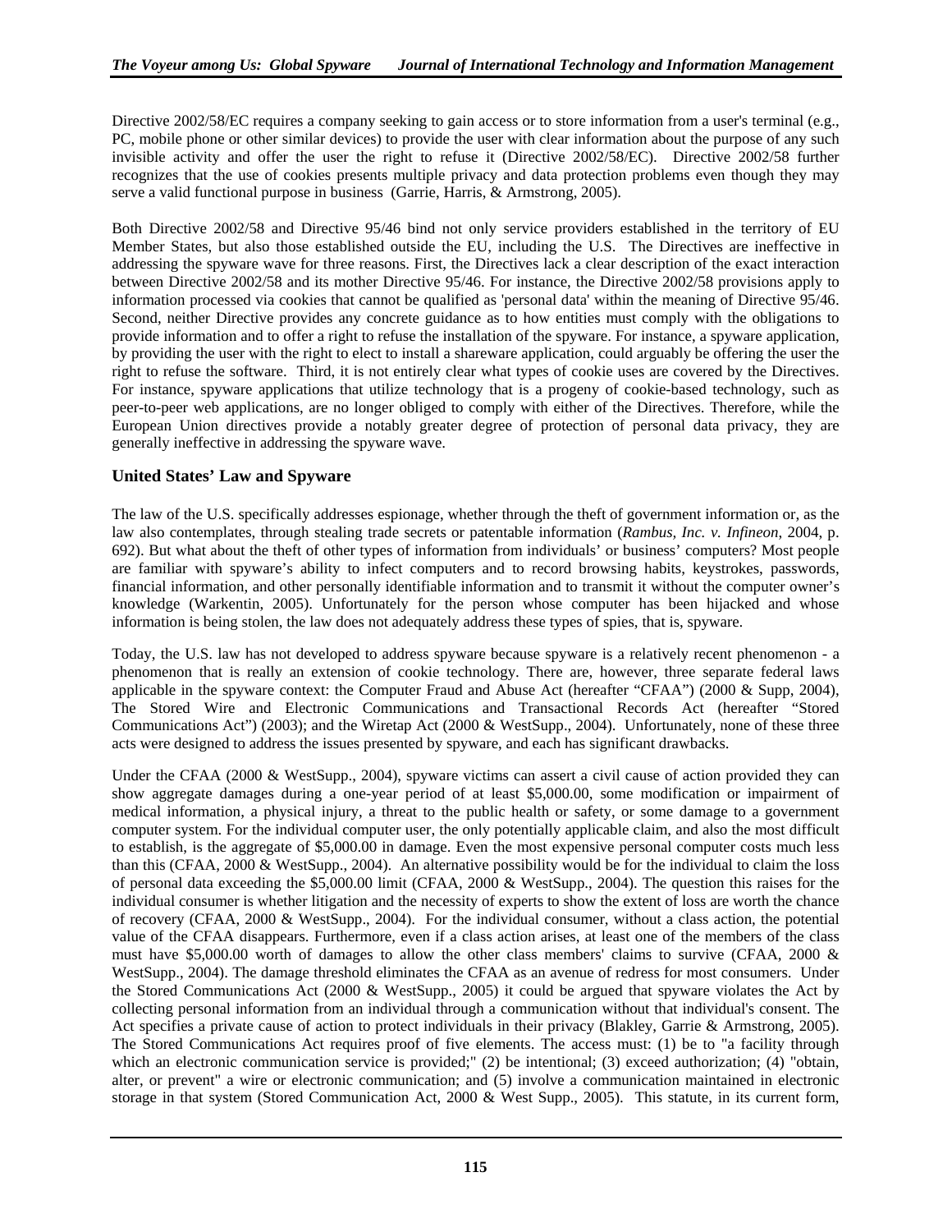Directive 2002/58/EC requires a company seeking to gain access or to store information from a user's terminal (e.g., PC, mobile phone or other similar devices) to provide the user with clear information about the purpose of any such invisible activity and offer the user the right to refuse it (Directive 2002/58/EC). Directive 2002/58 further recognizes that the use of cookies presents multiple privacy and data protection problems even though they may serve a valid functional purpose in business (Garrie, Harris, & Armstrong, 2005).

Both Directive 2002/58 and Directive 95/46 bind not only service providers established in the territory of EU Member States, but also those established outside the EU, including the U.S. The Directives are ineffective in addressing the spyware wave for three reasons. First, the Directives lack a clear description of the exact interaction between Directive 2002/58 and its mother Directive 95/46. For instance, the Directive 2002/58 provisions apply to information processed via cookies that cannot be qualified as 'personal data' within the meaning of Directive 95/46. Second, neither Directive provides any concrete guidance as to how entities must comply with the obligations to provide information and to offer a right to refuse the installation of the spyware. For instance, a spyware application, by providing the user with the right to elect to install a shareware application, could arguably be offering the user the right to refuse the software. Third, it is not entirely clear what types of cookie uses are covered by the Directives. For instance, spyware applications that utilize technology that is a progeny of cookie-based technology, such as peer-to-peer web applications, are no longer obliged to comply with either of the Directives. Therefore, while the European Union directives provide a notably greater degree of protection of personal data privacy, they are generally ineffective in addressing the spyware wave.

## United States' Law and Spyware

The law of the U.S. specifically addresses espionage, whether through the theft of government information or, as the law also contemplates, through stealing trade secrets or patentable information (*Rambus, Inc. v. Infineon*, 2004, p. 692). But what about the theft of other types of information from individuals' or business' computers? Most people are familiar with spyware's ability to infect computers and to record browsing habits, keystrokes, passwords, financial information, and other personally identifiable information and to transmit it without the computer owner's knowledge (Warkentin, 2005). Unfortunately for the person whose computer has been hijacked and whose information is being stolen, the law does not adequately address these types of spies, that is, spyware.

Today, the U.S. law has not developed to address spyware because spyware is a relatively recent phenomenon - a phenomenon that is really an extension of cookie technology. There are, however, three separate federal laws applicable in the spyware context: the Computer Fraud and Abuse Act (hereafter "CFAA") (2000 & Supp, 2004), The Stored Wire and Electronic Communications and Transactional Records Act (hereafter "Stored Communications Act") (2003); and the Wiretap Act (2000 & WestSupp., 2004). Unfortunately, none of these three acts were designed to address the issues presented by spyware, and each has significant drawbacks.

Under the CFAA (2000 & WestSupp., 2004), spyware victims can assert a civil cause of action provided they can show aggregate damages during a one-year period of at least $5,000.00, some modification or impairment of medical information, a physical injury, a threat to the public health or safety, or some damage to a government computer system. For the individual computer user, the only potentially applicable claim, and also the most difficult to establish, is the aggregate of $5,000.00 in damage. Even the most expensive personal computer costs much less than this (CFAA, 2000 & WestSupp., 2004). An alternative possibility would be for the individual to claim the loss of personal data exceeding the $5,000.00 limit (CFAA, 2000 & WestSupp., 2004). The question this raises for the individual consumer is whether litigation and the necessity of experts to show the extent of loss are worth the chance of recovery (CFAA, 2000 & WestSupp., 2004). For the individual consumer, without a class action, the potential value of the CFAA disappears. Furthermore, even if a class action arises, at least one of the members of the class must have $5,000.00 worth of damages to allow the other class members' claims to survive (CFAA, 2000 & WestSupp., 2004). The damage threshold eliminates the CFAA as an avenue of redress for most consumers. Under the Stored Communications Act (2000 & WestSupp., 2005) it could be argued that spyware violates the Act by collecting personal information from an individual through a communication without that individual's consent. The Act specifies a private cause of action to protect individuals in their privacy (Blakley, Garrie & Armstrong, 2005). The Stored Communications Act requires proof of five elements. The access must: (1) be to "a facility through which an electronic communication service is provided;" (2) be intentional; (3) exceed authorization; (4) "obtain, alter, or prevent" a wire or electronic communication; and (5) involve a communication maintained in electronic storage in that system (Stored Communication Act, 2000 & West Supp., 2005). This statute, in its current form,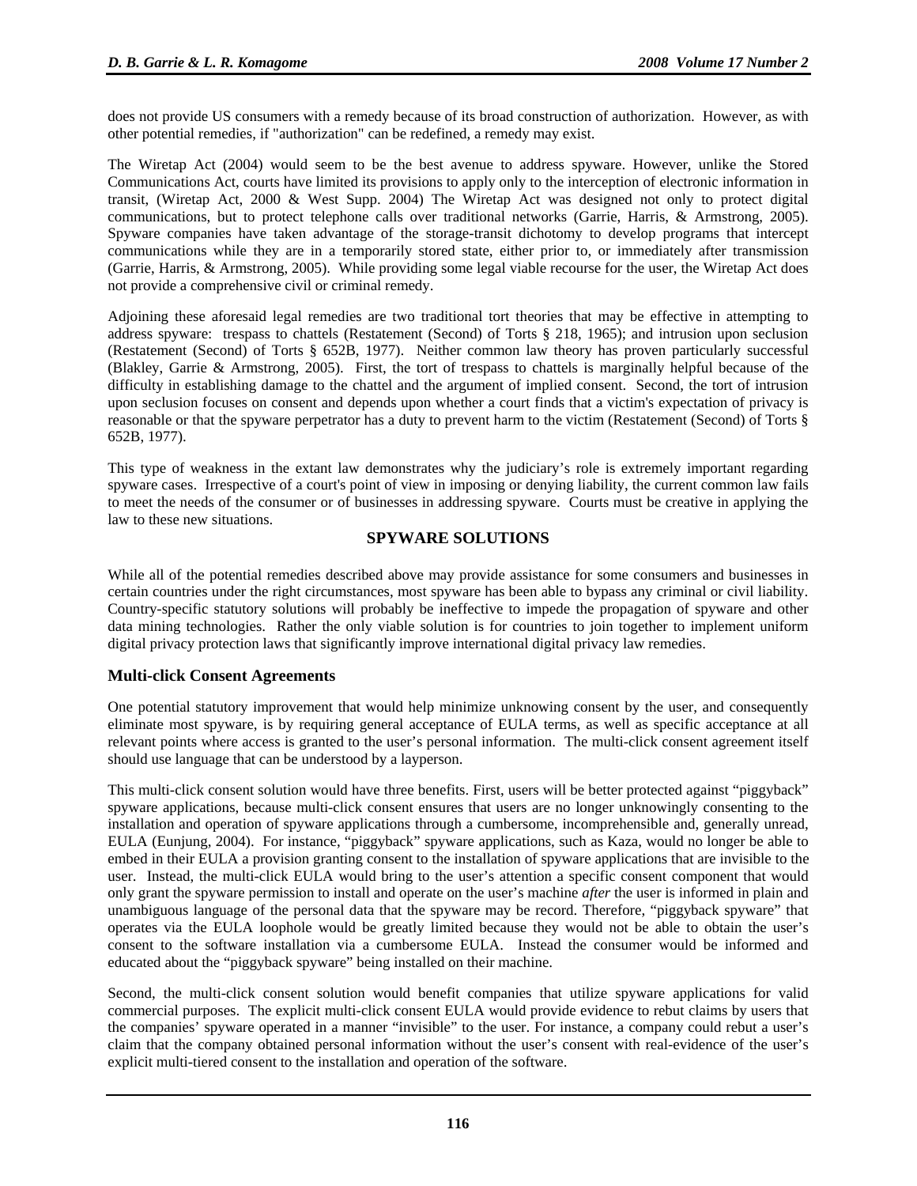does not provide US consumers with a remedy because of its broad construction of authorization. However, as with other potential remedies, if "authorization" can be redefined, a remedy may exist.

The Wiretap Act (2004) would seem to be the best avenue to address spyware. However, unlike the Stored Communications Act, courts have limited its provisions to apply only to the interception of electronic information in transit, (Wiretap Act, 2000 & West Supp. 2004) The Wiretap Act was designed not only to protect digital communications, but to protect telephone calls over traditional networks (Garrie, Harris, & Armstrong, 2005). Spyware companies have taken advantage of the storage-transit dichotomy to develop programs that intercept communications while they are in a temporarily stored state, either prior to, or immediately after transmission (Garrie, Harris, & Armstrong, 2005). While providing some legal viable recourse for the user, the Wiretap Act does not provide a comprehensive civil or criminal remedy.

Adjoining these aforesaid legal remedies are two traditional tort theories that may be effective in attempting to address spyware: trespass to chattels (Restatement (Second) of Torts § 218, 1965); and intrusion upon seclusion (Restatement (Second) of Torts § 652B, 1977). Neither common law theory has proven particularly successful (Blakley, Garrie & Armstrong, 2005). First, the tort of trespass to chattels is marginally helpful because of the difficulty in establishing damage to the chattel and the argument of implied consent. Second, the tort of intrusion upon seclusion focuses on consent and depends upon whether a court finds that a victim's expectation of privacy is reasonable or that the spyware perpetrator has a duty to prevent harm to the victim (Restatement (Second) of Torts § 652B, 1977).

This type of weakness in the extant law demonstrates why the judiciary's role is extremely important regarding spyware cases. Irrespective of a court's point of view in imposing or denying liability, the current common law fails to meet the needs of the consumer or of businesses in addressing spyware. Courts must be creative in applying the law to these new situations.

## SPYWARE SOLUTIONS

While all of the potential remedies described above may provide assistance for some consumers and businesses in certain countries under the right circumstances, most spyware has been able to bypass any criminal or civil liability. Country-specific statutory solutions will probably be ineffective to impede the propagation of spyware and other data mining technologies. Rather the only viable solution is for countries to join together to implement uniform digital privacy protection laws that significantly improve international digital privacy law remedies.

### Multi-click Consent Agreements

One potential statutory improvement that would help minimize unknowing consent by the user, and consequently eliminate most spyware, is by requiring general acceptance of EULA terms, as well as specific acceptance at all relevant points where access is granted to the user's personal information. The multi-click consent agreement itself should use language that can be understood by a layperson.

This multi-click consent solution would have three benefits. First, users will be better protected against "piggyback" spyware applications, because multi-click consent ensures that users are no longer unknowingly consenting to the installation and operation of spyware applications through a cumbersome, incomprehensible and, generally unread, EULA (Eunjung, 2004). For instance, "piggyback" spyware applications, such as Kaza, would no longer be able to embed in their EULA a provision granting consent to the installation of spyware applications that are invisible to the user. Instead, the multi-click EULA would bring to the user's attention a specific consent component that would only grant the spyware permission to install and operate on the user's machine *after* the user is informed in plain and unambiguous language of the personal data that the spyware may be record. Therefore, "piggyback spyware" that operates via the EULA loophole would be greatly limited because they would not be able to obtain the user's consent to the software installation via a cumbersome EULA. Instead the consumer would be informed and educated about the "piggyback spyware" being installed on their machine.

Second, the multi-click consent solution would benefit companies that utilize spyware applications for valid commercial purposes. The explicit multi-click consent EULA would provide evidence to rebut claims by users that the companies' spyware operated in a manner "invisible" to the user. For instance, a company could rebut a user's claim that the company obtained personal information without the user's consent with real-evidence of the user's explicit multi-tiered consent to the installation and operation of the software.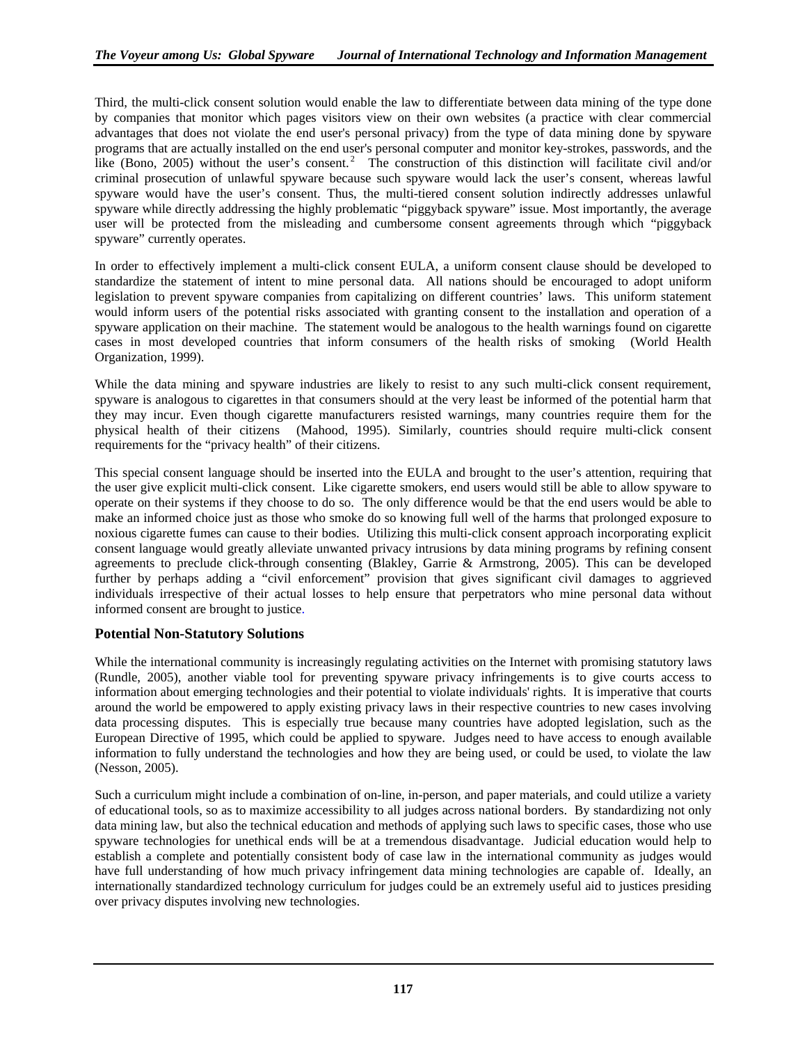Third, the multi-click consent solution would enable the law to differentiate between data mining of the type done by companies that monitor which pages visitors view on their own websites (a practice with clear commercial advantages that does not violate the end user's personal privacy) from the type of data mining done by spyware programs that are actually installed on the end user's personal computer and monitor key-strokes, passwords, and the like (Bono, 2005) without the user's consent.[2] The construction of this distinction will facilitate civil and/or criminal prosecution of unlawful spyware because such spyware would lack the user's consent, whereas lawful spyware would have the user's consent. Thus, the multi-tiered consent solution indirectly addresses unlawful spyware while directly addressing the highly problematic "piggyback spyware" issue. Most importantly, the average user will be protected from the misleading and cumbersome consent agreements through which "piggyback spyware" currently operates.

In order to effectively implement a multi-click consent EULA, a uniform consent clause should be developed to standardize the statement of intent to mine personal data. All nations should be encouraged to adopt uniform legislation to prevent spyware companies from capitalizing on different countries' laws. This uniform statement would inform users of the potential risks associated with granting consent to the installation and operation of a spyware application on their machine. The statement would be analogous to the health warnings found on cigarette cases in most developed countries that inform consumers of the health risks of smoking (World Health Organization, 1999).

While the data mining and spyware industries are likely to resist to any such multi-click consent requirement, spyware is analogous to cigarettes in that consumers should at the very least be informed of the potential harm that they may incur. Even though cigarette manufacturers resisted warnings, many countries require them for the physical health of their citizens (Mahood, 1995). Similarly, countries should require multi-click consent requirements for the "privacy health" of their citizens.

This special consent language should be inserted into the EULA and brought to the user's attention, requiring that the user give explicit multi-click consent. Like cigarette smokers, end users would still be able to allow spyware to operate on their systems if they choose to do so. The only difference would be that the end users would be able to make an informed choice just as those who smoke do so knowing full well of the harms that prolonged exposure to noxious cigarette fumes can cause to their bodies. Utilizing this multi-click consent approach incorporating explicit consent language would greatly alleviate unwanted privacy intrusions by data mining programs by refining consent agreements to preclude click-through consenting (Blakley, Garrie & Armstrong, 2005). This can be developed further by perhaps adding a "civil enforcement" provision that gives significant civil damages to aggrieved individuals irrespective of their actual losses to help ensure that perpetrators who mine personal data without informed consent are brought to justice.

### Potential Non-Statutory Solutions

While the international community is increasingly regulating activities on the Internet with promising statutory laws (Rundle, 2005), another viable tool for preventing spyware privacy infringements is to give courts access to information about emerging technologies and their potential to violate individuals' rights. It is imperative that courts around the world be empowered to apply existing privacy laws in their respective countries to new cases involving data processing disputes. This is especially true because many countries have adopted legislation, such as the European Directive of 1995, which could be applied to spyware. Judges need to have access to enough available information to fully understand the technologies and how they are being used, or could be used, to violate the law (Nesson, 2005).

Such a curriculum might include a combination of on-line, in-person, and paper materials, and could utilize a variety of educational tools, so as to maximize accessibility to all judges across national borders. By standardizing not only data mining law, but also the technical education and methods of applying such laws to specific cases, those who use spyware technologies for unethical ends will be at a tremendous disadvantage. Judicial education would help to establish a complete and potentially consistent body of case law in the international community as judges would have full understanding of how much privacy infringement data mining technologies are capable of. Ideally, an internationally standardized technology curriculum for judges could be an extremely useful aid to justices presiding over privacy disputes involving new technologies.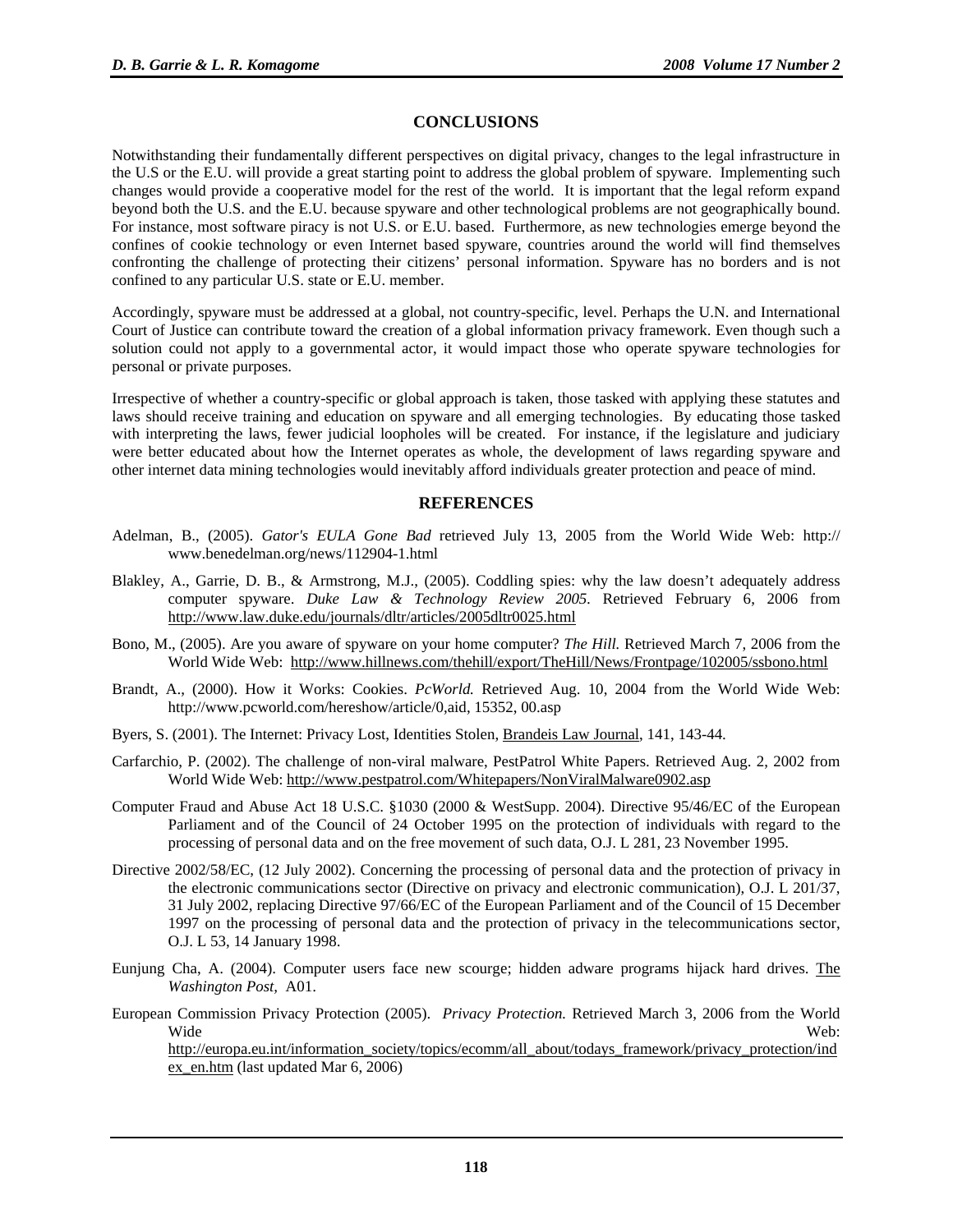## CONCLUSIONS

Notwithstanding their fundamentally different perspectives on digital privacy, changes to the legal infrastructure in the U.S or the E.U. will provide a great starting point to address the global problem of spyware. Implementing such changes would provide a cooperative model for the rest of the world. It is important that the legal reform expand beyond both the U.S. and the E.U. because spyware and other technological problems are not geographically bound. For instance, most software piracy is not U.S. or E.U. based. Furthermore, as new technologies emerge beyond the confines of cookie technology or even Internet based spyware, countries around the world will find themselves confronting the challenge of protecting their citizens' personal information. Spyware has no borders and is not confined to any particular U.S. state or E.U. member.

Accordingly, spyware must be addressed at a global, not country-specific, level. Perhaps the U.N. and International Court of Justice can contribute toward the creation of a global information privacy framework. Even though such a solution could not apply to a governmental actor, it would impact those who operate spyware technologies for personal or private purposes.

Irrespective of whether a country-specific or global approach is taken, those tasked with applying these statutes and laws should receive training and education on spyware and all emerging technologies. By educating those tasked with interpreting the laws, fewer judicial loopholes will be created. For instance, if the legislature and judiciary were better educated about how the Internet operates as whole, the development of laws regarding spyware and other internet data mining technologies would inevitably afford individuals greater protection and peace of mind.

## REFERENCES

Adelman, B., (2005). *Gator's EULA Gone Bad* retrieved July 13, 2005 from the World Wide Web: http:// www.benedelman.org/news/112904-1.html

Blakley, A., Garrie, D. B., & Armstrong, M.J., (2005). Coddling spies: why the law doesn't adequately address computer spyware. *Duke Law & Technology Review 2005*. Retrieved February 6, 2006 from http://www.law.duke.edu/journals/dltr/articles/2005dltr0025.html

Bono, M., (2005). Are you aware of spyware on your home computer? *The Hill*. Retrieved March 7, 2006 from the World Wide Web: http://www.hillnews.com/thehill/export/TheHill/News/Frontpage/102005/ssbono.html

Brandt, A., (2000). How it Works: Cookies. *PcWorld.* Retrieved Aug. 10, 2004 from the World Wide Web: http://www.pcworld.com/hereshow/article/0,aid, 15352, 00.asp

Byers, S. (2001). The Internet: Privacy Lost, Identities Stolen, Brandeis Law Journal, 141, 143-44.

Carfarchio, P. (2002). The challenge of non-viral malware, PestPatrol White Papers. Retrieved Aug. 2, 2002 from World Wide Web: http://www.pestpatrol.com/Whitepapers/NonViralMalware0902.asp

Computer Fraud and Abuse Act 18 U.S.C. §1030 (2000 & WestSupp. 2004). Directive 95/46/EC of the European Parliament and of the Council of 24 October 1995 on the protection of individuals with regard to the processing of personal data and on the free movement of such data, O.J. L 281, 23 November 1995.

Directive 2002/58/EC, (12 July 2002). Concerning the processing of personal data and the protection of privacy in the electronic communications sector (Directive on privacy and electronic communication), O.J. L 201/37, 31 July 2002, replacing Directive 97/66/EC of the European Parliament and of the Council of 15 December 1997 on the processing of personal data and the protection of privacy in the telecommunications sector, O.J. L 53, 14 January 1998.

Eunjung Cha, A. (2004). Computer users face new scourge; hidden adware programs hijack hard drives. The *Washington Post,* A01.

European Commission Privacy Protection (2005). *Privacy Protection.* Retrieved March 3, 2006 from the World Wide Web: http://europa.eu.int/information_society/topics/ecomm/all_about/todays_framework/privacy_protection/index_en.htm (last updated Mar 6, 2006)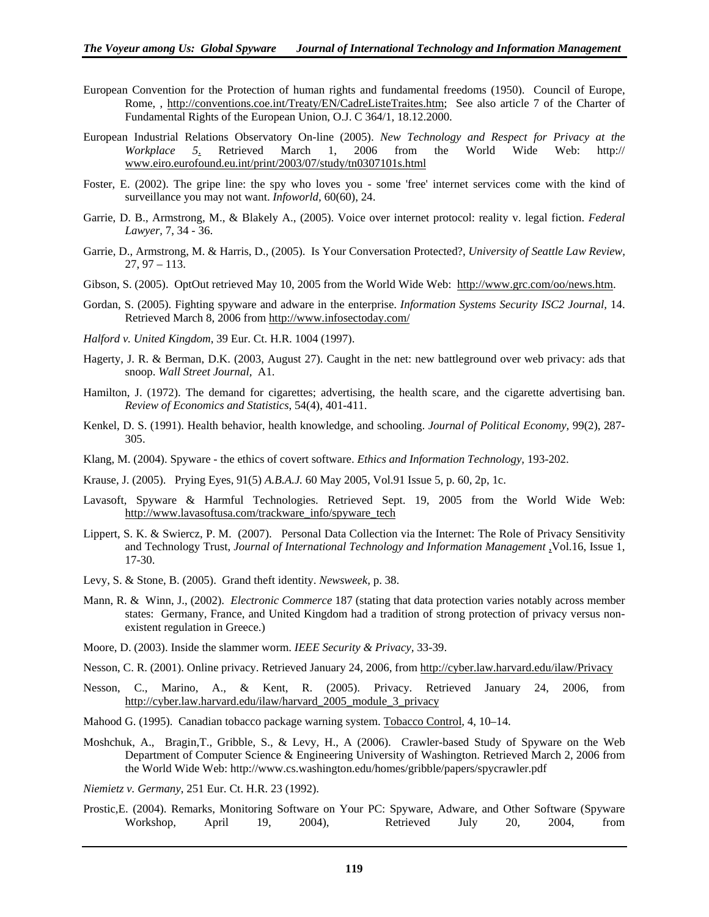European Convention for the Protection of human rights and fundamental freedoms (1950). Council of Europe, Rome, , http://conventions.coe.int/Treaty/EN/CadreListeTraites.htm; See also article 7 of the Charter of Fundamental Rights of the European Union, O.J. C 364/1, 18.12.2000.

European Industrial Relations Observatory On-line (2005). *New Technology and Respect for Privacy at the Workplace 5*. Retrieved March 1, 2006 from the World Wide Web: http:// www.eiro.eurofound.eu.int/print/2003/07/study/tn0307101s.html

Foster, E. (2002). The gripe line: the spy who loves you - some 'free' internet services come with the kind of surveillance you may not want. *Infoworld*, 60(60), 24.

Garrie, D. B., Armstrong, M., & Blakely A., (2005). Voice over internet protocol: reality v. legal fiction. *Federal Lawyer*, 7, 34 - 36.

Garrie, D., Armstrong, M. & Harris, D., (2005). Is Your Conversation Protected?, *University of Seattle Law Review*, 27, 97 – 113.

Gibson, S. (2005). OptOut retrieved May 10, 2005 from the World Wide Web: http://www.grc.com/oo/news.htm.

Gordan, S. (2005). Fighting spyware and adware in the enterprise. *Information Systems Security ISC2 Journal*, 14. Retrieved March 8, 2006 from http://www.infosectoday.com/

*Halford v. United Kingdom*, 39 Eur. Ct. H.R. 1004 (1997).

Hagerty, J. R. & Berman, D.K. (2003, August 27). Caught in the net: new battleground over web privacy: ads that snoop. *Wall Street Journal*, A1.

Hamilton, J. (1972). The demand for cigarettes; advertising, the health scare, and the cigarette advertising ban. *Review of Economics and Statistics*, 54(4), 401-411.

Kenkel, D. S. (1991). Health behavior, health knowledge, and schooling. *Journal of Political Economy*, 99(2), 287-305.

Klang, M. (2004). Spyware - the ethics of covert software. *Ethics and Information Technology*, 193-202.

Krause, J. (2005). Prying Eyes, 91(5) *A.B.A.J.* 60 May 2005, Vol.91 Issue 5, p. 60, 2p, 1c.

Lavasoft, Spyware & Harmful Technologies. Retrieved Sept. 19, 2005 from the World Wide Web: http://www.lavasoftusa.com/trackware_info/spyware_tech

Lippert, S. K. & Swiercz, P. M. (2007). Personal Data Collection via the Internet: The Role of Privacy Sensitivity and Technology Trust, *Journal of International Technology and Information Management* ,Vol.16, Issue 1, 17-30.

Levy, S. & Stone, B. (2005). Grand theft identity. *Newsweek*, p. 38.

Mann, R. & Winn, J., (2002). *Electronic Commerce* 187 (stating that data protection varies notably across member states: Germany, France, and United Kingdom had a tradition of strong protection of privacy versus non-existent regulation in Greece.)

Moore, D. (2003). Inside the slammer worm. *IEEE Security & Privacy*, 33-39.

Nesson, C. R. (2001). Online privacy. Retrieved January 24, 2006, from http://cyber.law.harvard.edu/ilaw/Privacy

Nesson, C., Marino, A., & Kent, R. (2005). Privacy. Retrieved January 24, 2006, from http://cyber.law.harvard.edu/ilaw/harvard_2005_module_3_privacy

Mahood G. (1995). Canadian tobacco package warning system. Tobacco Control, 4, 10–14.

Moshchuk, A., Bragin,T., Gribble, S., & Levy, H., A (2006). Crawler-based Study of Spyware on the Web Department of Computer Science & Engineering University of Washington. Retrieved March 2, 2006 from the World Wide Web: http://www.cs.washington.edu/homes/gribble/papers/spycrawler.pdf

*Niemietz v. Germany*, 251 Eur. Ct. H.R. 23 (1992).

Prostic,E. (2004). Remarks, Monitoring Software on Your PC: Spyware, Adware, and Other Software (Spyware Workshop, April 19, 2004), Retrieved July 20, 2004, from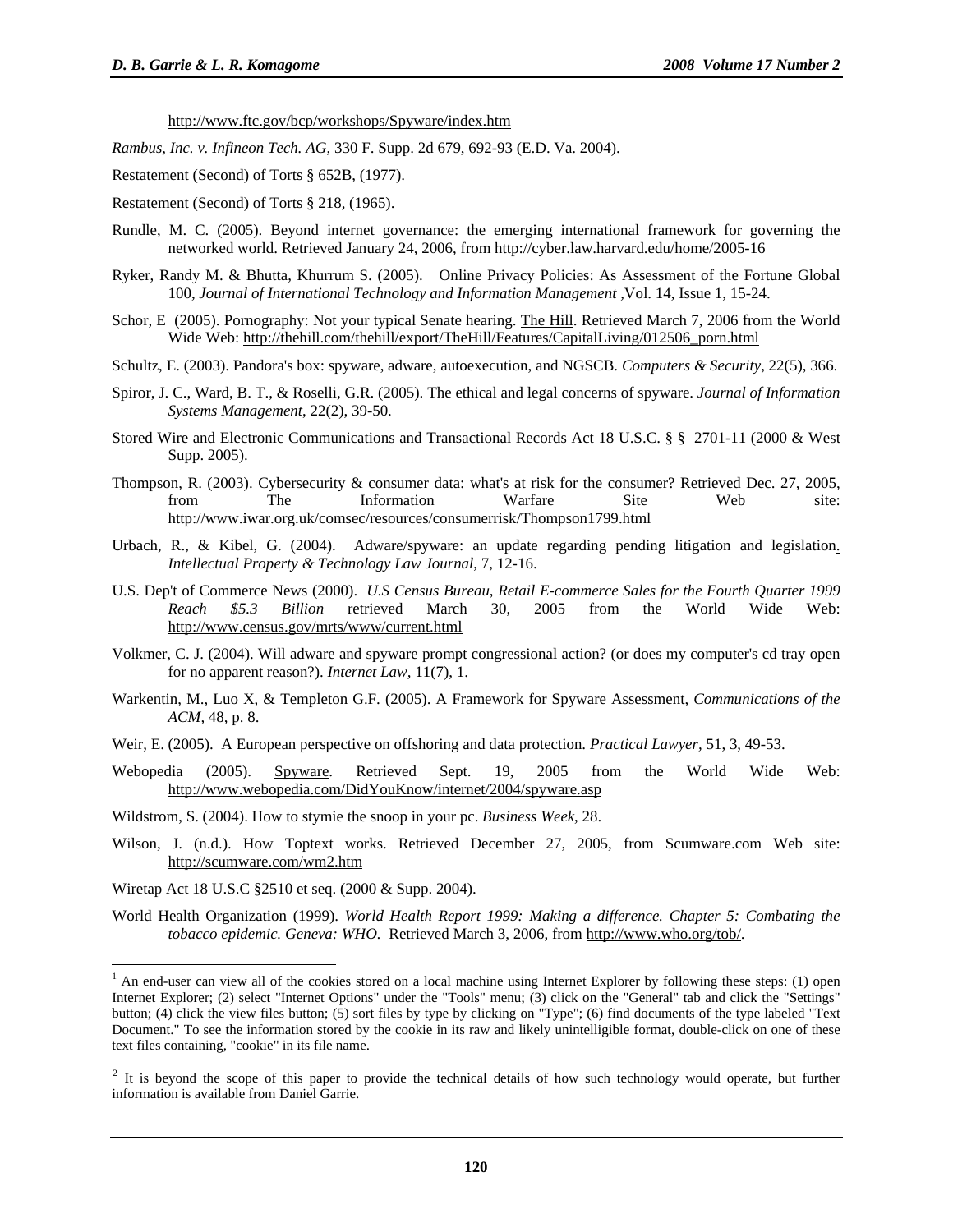http://www.ftc.gov/bcp/workshops/Spyware/index.htm

*Rambus, Inc. v. Infineon Tech. AG,* 330 F. Supp. 2d 679, 692-93 (E.D. Va. 2004).

Restatement (Second) of Torts § 652B, (1977).

Restatement (Second) of Torts § 218, (1965).

Rundle, M. C. (2005). Beyond internet governance: the emerging international framework for governing the networked world. Retrieved January 24, 2006, from http://cyber.law.harvard.edu/home/2005-16

Ryker, Randy M. & Bhutta, Khurrum S. (2005). Online Privacy Policies: As Assessment of the Fortune Global 100, *Journal of International Technology and Information Management* ,Vol. 14, Issue 1, 15-24.

Schor, E (2005). Pornography: Not your typical Senate hearing. The Hill. Retrieved March 7, 2006 from the World Wide Web: http://thehill.com/thehill/export/TheHill/Features/CapitalLiving/012506_porn.html

Schultz, E. (2003). Pandora's box: spyware, adware, autoexecution, and NGSCB. *Computers & Security*, 22(5), 366.

Spiror, J. C., Ward, B. T., & Roselli, G.R. (2005). The ethical and legal concerns of spyware. *Journal of Information Systems Management*, 22(2), 39-50.

Stored Wire and Electronic Communications and Transactional Records Act 18 U.S.C. § § 2701-11 (2000 & West Supp. 2005).

Thompson, R. (2003). Cybersecurity & consumer data: what's at risk for the consumer? Retrieved Dec. 27, 2005, from The Information Warfare Site Web site: http://www.iwar.org.uk/comsec/resources/consumerrisk/Thompson1799.html

Urbach, R., & Kibel, G. (2004). Adware/spyware: an update regarding pending litigation and legislation. *Intellectual Property & Technology Law Journal*, 7, 12-16.

U.S. Dep't of Commerce News (2000). *U.S Census Bureau, Retail E-commerce Sales for the Fourth Quarter 1999 Reach $5.3 Billion* retrieved March 30, 2005 from the World Wide Web: http://www.census.gov/mrts/www/current.html

Volkmer, C. J. (2004). Will adware and spyware prompt congressional action? (or does my computer's cd tray open for no apparent reason?). *Internet Law*, 11(7), 1.

Warkentin, M., Luo X, & Templeton G.F. (2005). A Framework for Spyware Assessment, *Communications of the ACM*, 48, p. 8.

Weir, E. (2005). A European perspective on offshoring and data protection. *Practical Lawyer*, 51, 3, 49-53.

Webopedia (2005). Spyware. Retrieved Sept. 19, 2005 from the World Wide Web: http://www.webopedia.com/DidYouKnow/internet/2004/spyware.asp

Wildstrom, S. (2004). How to stymie the snoop in your pc. *Business Week*, 28.

Wilson, J. (n.d.). How Toptext works. Retrieved December 27, 2005, from Scumware.com Web site: http://scumware.com/wm2.htm

Wiretap Act 18 U.S.C §2510 et seq. (2000 & Supp. 2004).

World Health Organization (1999). *World Health Report 1999: Making a difference. Chapter 5: Combating the tobacco epidemic. Geneva: WHO.* Retrieved March 3, 2006, from http://www.who.org/tob/.

---

[1] An end-user can view all of the cookies stored on a local machine using Internet Explorer by following these steps: (1) open Internet Explorer; (2) select "Internet Options" under the "Tools" menu; (3) click on the "General" tab and click the "Settings" button; (4) click the view files button; (5) sort files by type by clicking on "Type"; (6) find documents of the type labeled "Text Document." To see the information stored by the cookie in its raw and likely unintelligible format, double-click on one of these text files containing, "cookie" in its file name.

[2] It is beyond the scope of this paper to provide the technical details of how such technology would operate, but further information is available from Daniel Garrie.